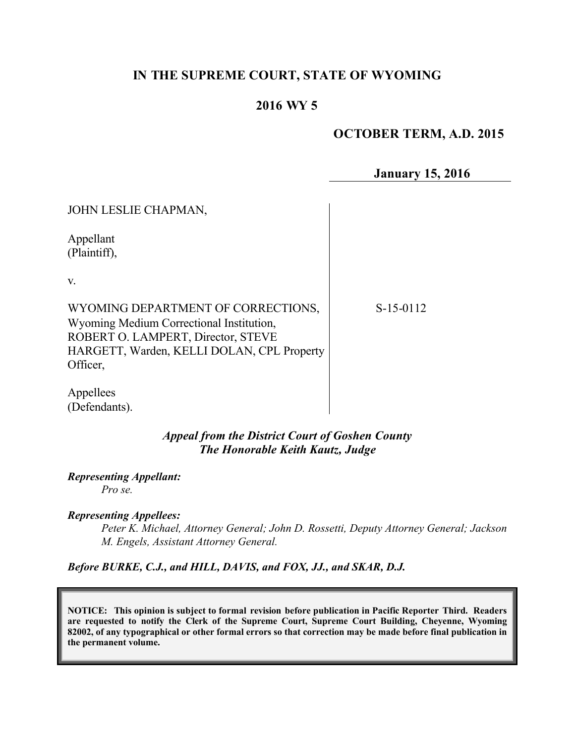# IN THE SUPREME COURT, STATE OF WYOMING

## 2016 WY 5

**OCTOBER TERM, A.D. 2015**

**January 15, 2016**

JOHN LESLIE CHAPMAN,

Appellant
(Plaintiff),

v.

WYOMING DEPARTMENT OF CORRECTIONS, Wyoming Medium Correctional Institution, ROBERT O. LAMPERT, Director, STEVE HARGETT, Warden, KELLI DOLAN, CPL Property Officer,

Appellees
(Defendants).

S-15-0112

***Appeal from the District Court of Goshen County***
***The Honorable Keith Kautz, Judge***

***Representing Appellant:***
*Pro se.*

***Representing Appellees:***
*Peter K. Michael, Attorney General; John D. Rossetti, Deputy Attorney General; Jackson M. Engels, Assistant Attorney General.*

***Before BURKE, C.J., and HILL, DAVIS, and FOX, JJ., and SKAR, D.J.***

**NOTICE: This opinion is subject to formal revision before publication in Pacific Reporter Third. Readers are requested to notify the Clerk of the Supreme Court, Supreme Court Building, Cheyenne, Wyoming 82002, of any typographical or other formal errors so that correction may be made before final publication in the permanent volume.**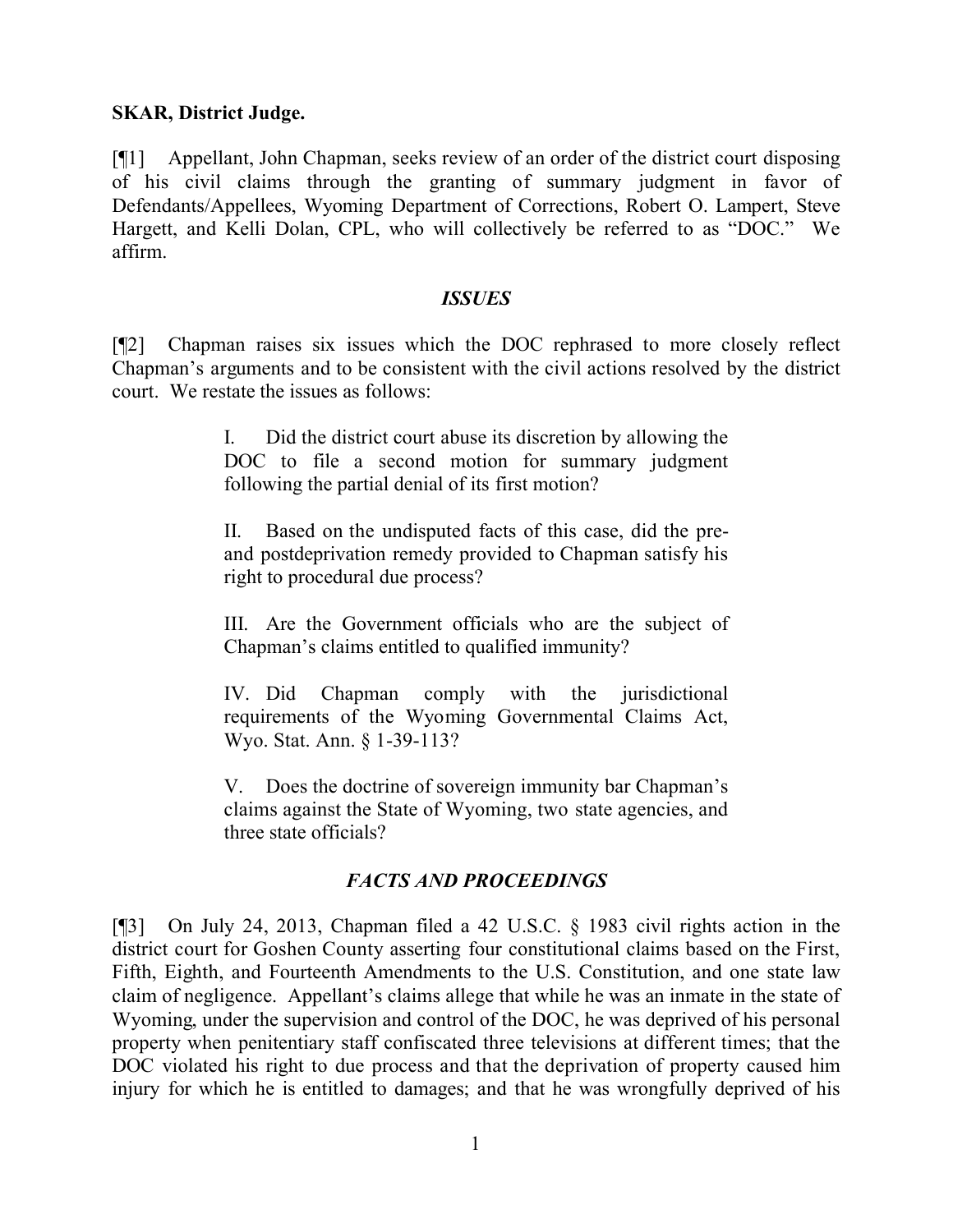**SKAR, District Judge.**

[¶1] Appellant, John Chapman, seeks review of an order of the district court disposing of his civil claims through the granting of summary judgment in favor of Defendants/Appellees, Wyoming Department of Corrections, Robert O. Lampert, Steve Hargett, and Kelli Dolan, CPL, who will collectively be referred to as "DOC." We affirm.

### *ISSUES*

[¶2] Chapman raises six issues which the DOC rephrased to more closely reflect Chapman's arguments and to be consistent with the civil actions resolved by the district court. We restate the issues as follows:

> I. Did the district court abuse its discretion by allowing the DOC to file a second motion for summary judgment following the partial denial of its first motion?
>
> II. Based on the undisputed facts of this case, did the pre- and postdeprivation remedy provided to Chapman satisfy his right to procedural due process?
>
> III. Are the Government officials who are the subject of Chapman's claims entitled to qualified immunity?
>
> IV. Did Chapman comply with the jurisdictional requirements of the Wyoming Governmental Claims Act, Wyo. Stat. Ann. § 1-39-113?
>
> V. Does the doctrine of sovereign immunity bar Chapman's claims against the State of Wyoming, two state agencies, and three state officials?

### *FACTS AND PROCEEDINGS*

[¶3] On July 24, 2013, Chapman filed a 42 U.S.C. § 1983 civil rights action in the district court for Goshen County asserting four constitutional claims based on the First, Fifth, Eighth, and Fourteenth Amendments to the U.S. Constitution, and one state law claim of negligence. Appellant's claims allege that while he was an inmate in the state of Wyoming, under the supervision and control of the DOC, he was deprived of his personal property when penitentiary staff confiscated three televisions at different times; that the DOC violated his right to due process and that the deprivation of property caused him injury for which he is entitled to damages; and that he was wrongfully deprived of his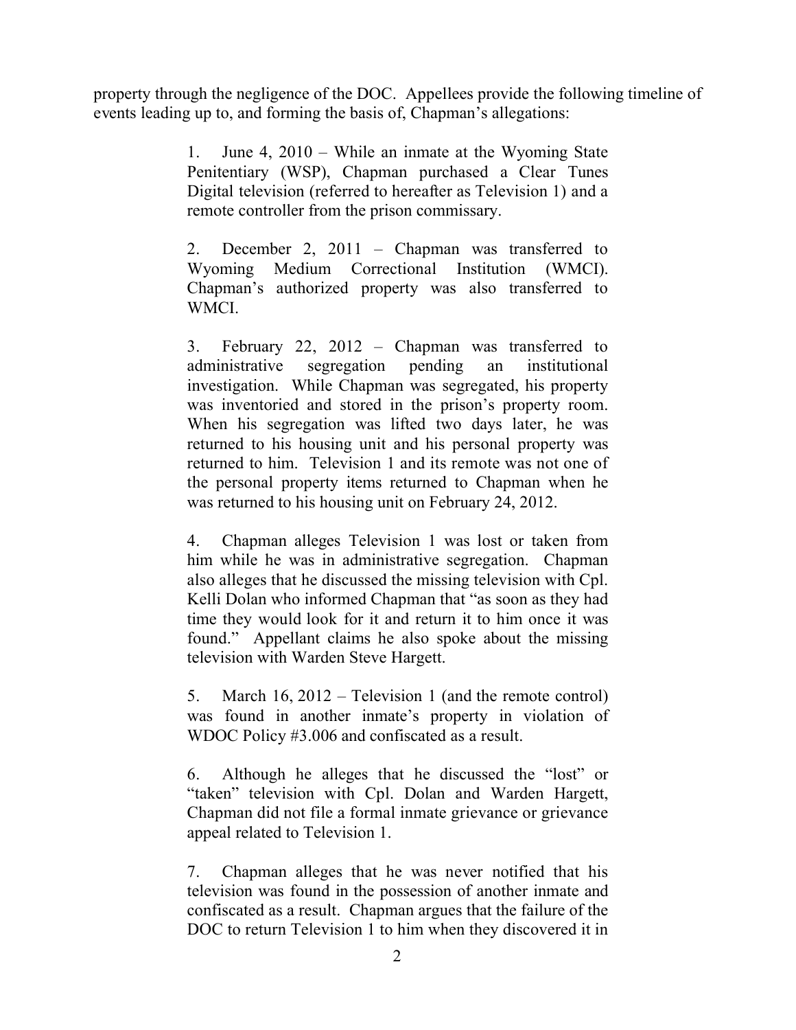property through the negligence of the DOC. Appellees provide the following timeline of events leading up to, and forming the basis of, Chapman's allegations:

> 1. June 4, 2010 – While an inmate at the Wyoming State Penitentiary (WSP), Chapman purchased a Clear Tunes Digital television (referred to hereafter as Television 1) and a remote controller from the prison commissary.
>
> 2. December 2, 2011 – Chapman was transferred to Wyoming Medium Correctional Institution (WMCI). Chapman's authorized property was also transferred to WMCI.
>
> 3. February 22, 2012 – Chapman was transferred to administrative segregation pending an institutional investigation. While Chapman was segregated, his property was inventoried and stored in the prison's property room. When his segregation was lifted two days later, he was returned to his housing unit and his personal property was returned to him. Television 1 and its remote was not one of the personal property items returned to Chapman when he was returned to his housing unit on February 24, 2012.
>
> 4. Chapman alleges Television 1 was lost or taken from him while he was in administrative segregation. Chapman also alleges that he discussed the missing television with Cpl. Kelli Dolan who informed Chapman that "as soon as they had time they would look for it and return it to him once it was found." Appellant claims he also spoke about the missing television with Warden Steve Hargett.
>
> 5. March 16, 2012 – Television 1 (and the remote control) was found in another inmate's property in violation of WDOC Policy #3.006 and confiscated as a result.
>
> 6. Although he alleges that he discussed the "lost" or "taken" television with Cpl. Dolan and Warden Hargett, Chapman did not file a formal inmate grievance or grievance appeal related to Television 1.
>
> 7. Chapman alleges that he was never notified that his television was found in the possession of another inmate and confiscated as a result. Chapman argues that the failure of the DOC to return Television 1 to him when they discovered it in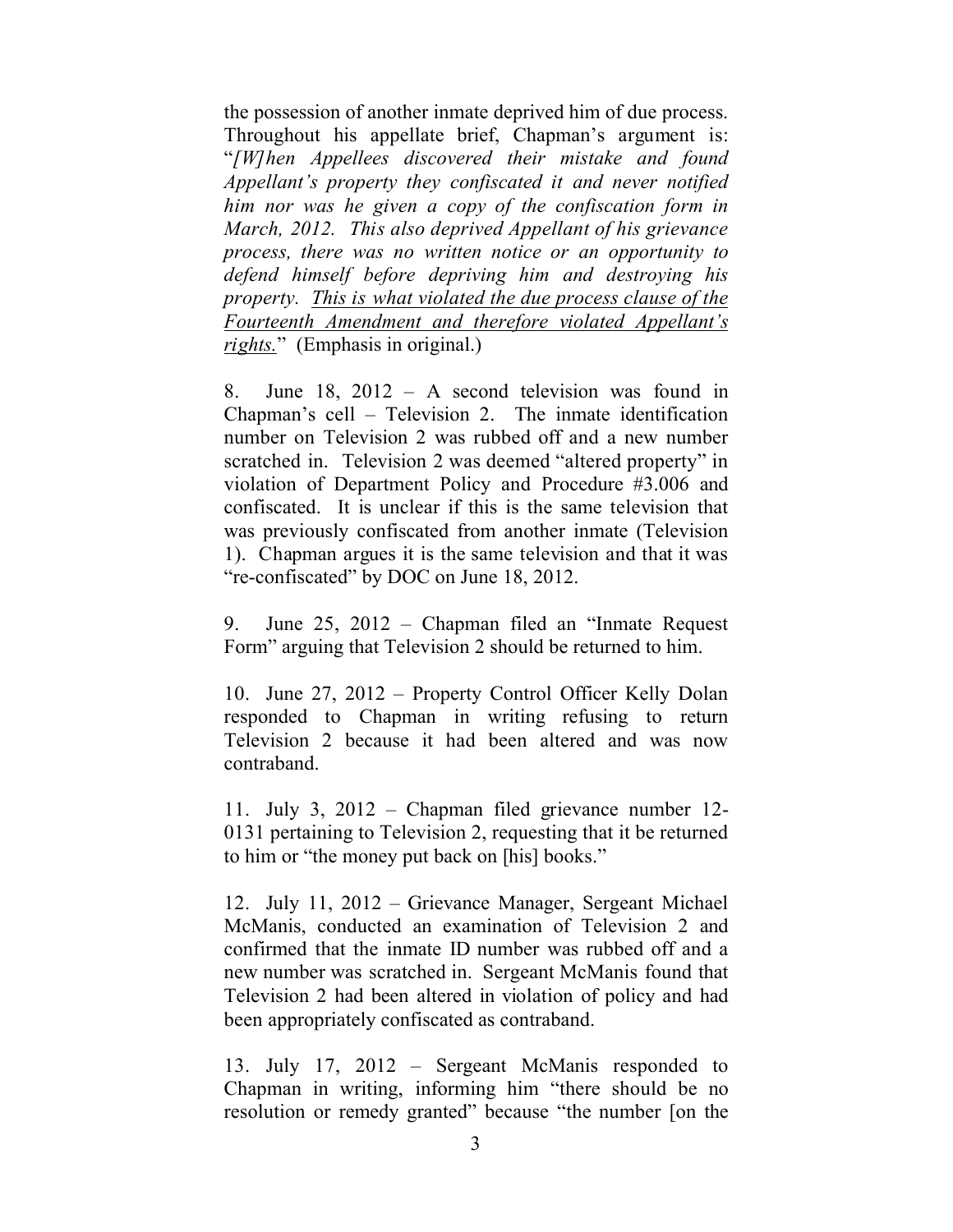the possession of another inmate deprived him of due process. Throughout his appellate brief, Chapman's argument is: "*[W]hen Appellees discovered their mistake and found Appellant's property they confiscated it and never notified him nor was he given a copy of the confiscation form in March, 2012. This also deprived Appellant of his grievance process, there was no written notice or an opportunity to defend himself before depriving him and destroying his property. <u>This is what violated the due process clause of the Fourteenth Amendment and therefore violated Appellant's rights.</u>*" (Emphasis in original.)

8. June 18, 2012 – A second television was found in Chapman's cell – Television 2. The inmate identification number on Television 2 was rubbed off and a new number scratched in. Television 2 was deemed "altered property" in violation of Department Policy and Procedure #3.006 and confiscated. It is unclear if this is the same television that was previously confiscated from another inmate (Television 1). Chapman argues it is the same television and that it was "re-confiscated" by DOC on June 18, 2012.

9. June 25, 2012 – Chapman filed an "Inmate Request Form" arguing that Television 2 should be returned to him.

10. June 27, 2012 – Property Control Officer Kelly Dolan responded to Chapman in writing refusing to return Television 2 because it had been altered and was now contraband.

11. July 3, 2012 – Chapman filed grievance number 12-0131 pertaining to Television 2, requesting that it be returned to him or "the money put back on [his] books."

12. July 11, 2012 – Grievance Manager, Sergeant Michael McManis, conducted an examination of Television 2 and confirmed that the inmate ID number was rubbed off and a new number was scratched in. Sergeant McManis found that Television 2 had been altered in violation of policy and had been appropriately confiscated as contraband.

13. July 17, 2012 – Sergeant McManis responded to Chapman in writing, informing him "there should be no resolution or remedy granted" because "the number [on the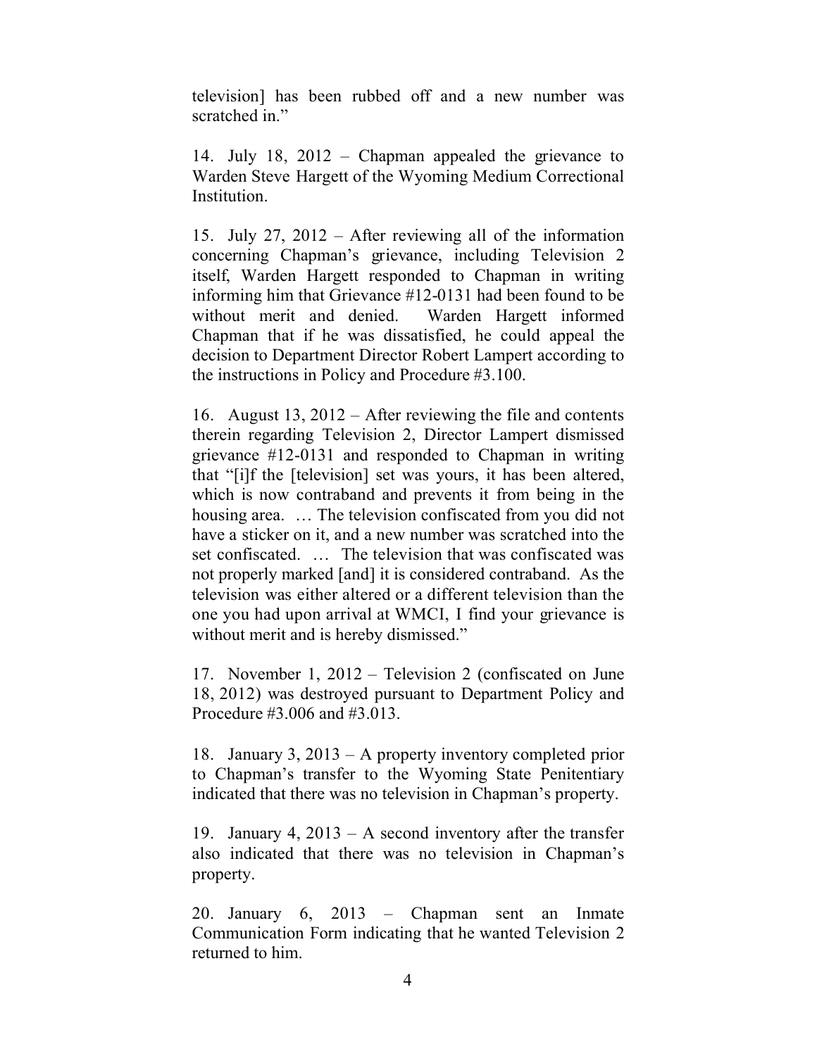television] has been rubbed off and a new number was scratched in."

14. July 18, 2012 – Chapman appealed the grievance to Warden Steve Hargett of the Wyoming Medium Correctional Institution.

15. July 27, 2012 – After reviewing all of the information concerning Chapman's grievance, including Television 2 itself, Warden Hargett responded to Chapman in writing informing him that Grievance #12-0131 had been found to be without merit and denied. Warden Hargett informed Chapman that if he was dissatisfied, he could appeal the decision to Department Director Robert Lampert according to the instructions in Policy and Procedure #3.100.

16. August 13, 2012 – After reviewing the file and contents therein regarding Television 2, Director Lampert dismissed grievance #12-0131 and responded to Chapman in writing that "[i]f the [television] set was yours, it has been altered, which is now contraband and prevents it from being in the housing area. … The television confiscated from you did not have a sticker on it, and a new number was scratched into the set confiscated. … The television that was confiscated was not properly marked [and] it is considered contraband. As the television was either altered or a different television than the one you had upon arrival at WMCI, I find your grievance is without merit and is hereby dismissed."

17. November 1, 2012 – Television 2 (confiscated on June 18, 2012) was destroyed pursuant to Department Policy and Procedure #3.006 and #3.013.

18. January 3, 2013 – A property inventory completed prior to Chapman's transfer to the Wyoming State Penitentiary indicated that there was no television in Chapman's property.

19. January 4, 2013 – A second inventory after the transfer also indicated that there was no television in Chapman's property.

20. January 6, 2013 – Chapman sent an Inmate Communication Form indicating that he wanted Television 2 returned to him.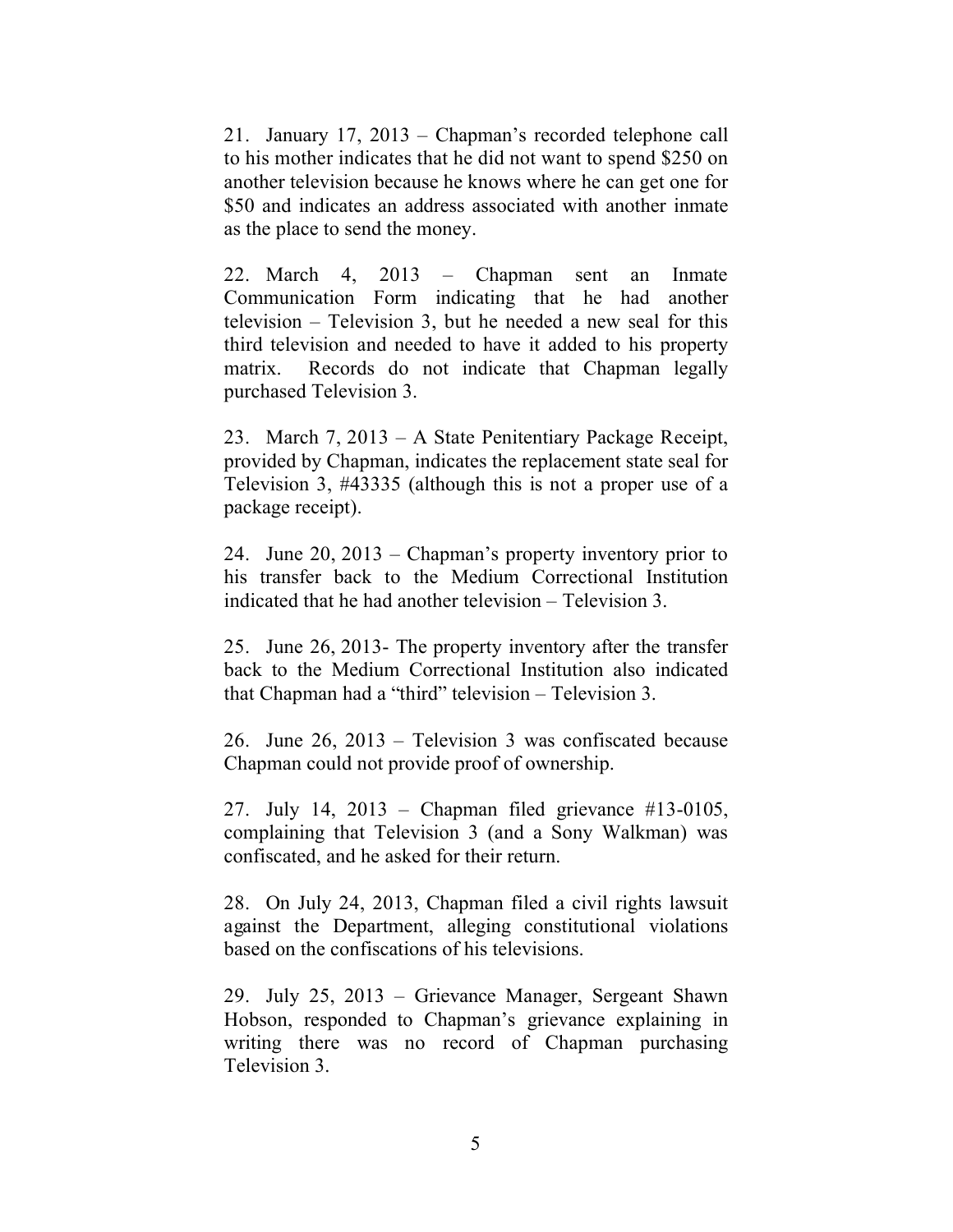21. January 17, 2013 – Chapman's recorded telephone call to his mother indicates that he did not want to spend $250 on another television because he knows where he can get one for $50 and indicates an address associated with another inmate as the place to send the money.

22. March 4, 2013 – Chapman sent an Inmate Communication Form indicating that he had another television – Television 3, but he needed a new seal for this third television and needed to have it added to his property matrix. Records do not indicate that Chapman legally purchased Television 3.

23. March 7, 2013 – A State Penitentiary Package Receipt, provided by Chapman, indicates the replacement state seal for Television 3, #43335 (although this is not a proper use of a package receipt).

24. June 20, 2013 – Chapman's property inventory prior to his transfer back to the Medium Correctional Institution indicated that he had another television – Television 3.

25. June 26, 2013- The property inventory after the transfer back to the Medium Correctional Institution also indicated that Chapman had a "third" television – Television 3.

26. June 26, 2013 – Television 3 was confiscated because Chapman could not provide proof of ownership.

27. July 14, 2013 – Chapman filed grievance #13-0105, complaining that Television 3 (and a Sony Walkman) was confiscated, and he asked for their return.

28. On July 24, 2013, Chapman filed a civil rights lawsuit against the Department, alleging constitutional violations based on the confiscations of his televisions.

29. July 25, 2013 – Grievance Manager, Sergeant Shawn Hobson, responded to Chapman's grievance explaining in writing there was no record of Chapman purchasing Television 3.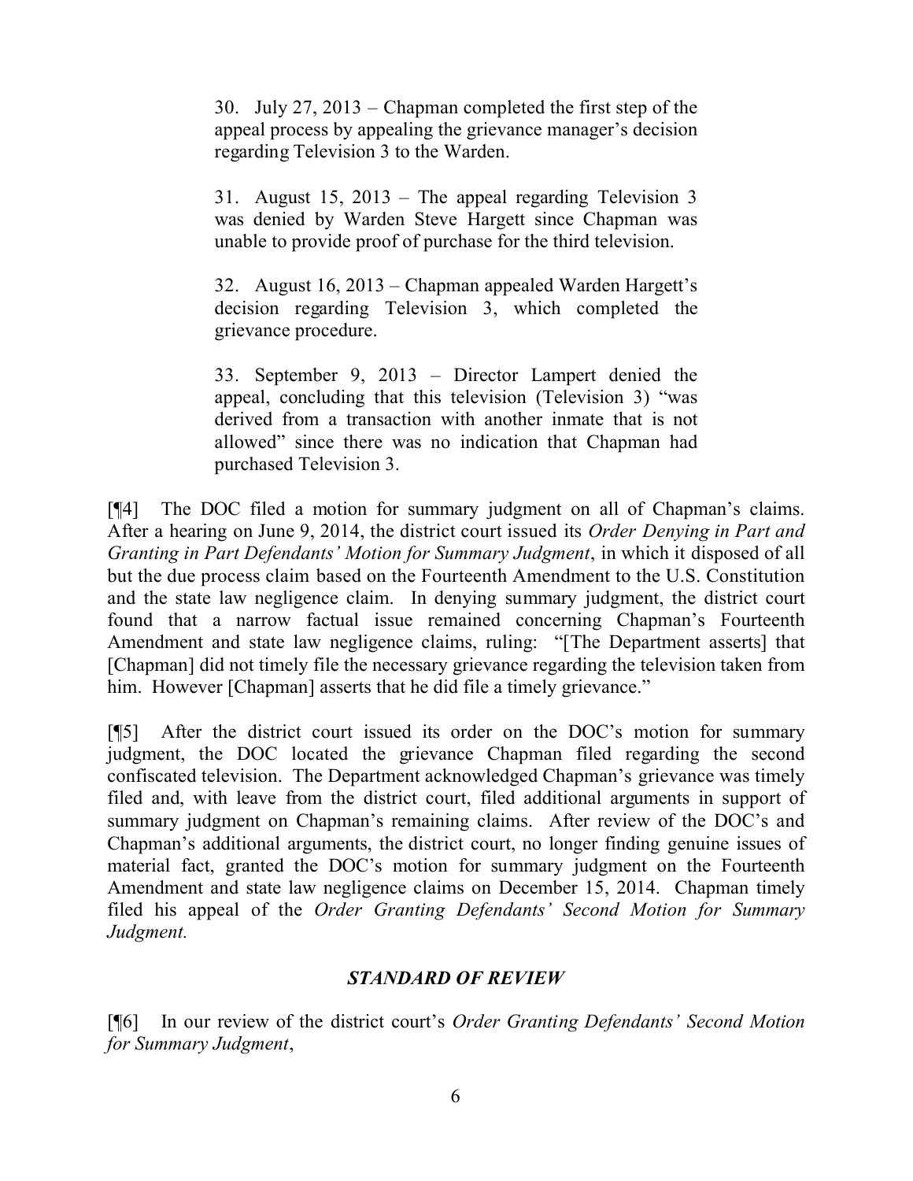> 30. July 27, 2013 – Chapman completed the first step of the appeal process by appealing the grievance manager's decision regarding Television 3 to the Warden.
>
> 31. August 15, 2013 – The appeal regarding Television 3 was denied by Warden Steve Hargett since Chapman was unable to provide proof of purchase for the third television.
>
> 32. August 16, 2013 – Chapman appealed Warden Hargett's decision regarding Television 3, which completed the grievance procedure.
>
> 33. September 9, 2013 – Director Lampert denied the appeal, concluding that this television (Television 3) "was derived from a transaction with another inmate that is not allowed" since there was no indication that Chapman had purchased Television 3.

[¶4] The DOC filed a motion for summary judgment on all of Chapman's claims. After a hearing on June 9, 2014, the district court issued its *Order Denying in Part and Granting in Part Defendants' Motion for Summary Judgment*, in which it disposed of all but the due process claim based on the Fourteenth Amendment to the U.S. Constitution and the state law negligence claim. In denying summary judgment, the district court found that a narrow factual issue remained concerning Chapman's Fourteenth Amendment and state law negligence claims, ruling: "[The Department asserts] that [Chapman] did not timely file the necessary grievance regarding the television taken from him. However [Chapman] asserts that he did file a timely grievance."

[¶5] After the district court issued its order on the DOC's motion for summary judgment, the DOC located the grievance Chapman filed regarding the second confiscated television. The Department acknowledged Chapman's grievance was timely filed and, with leave from the district court, filed additional arguments in support of summary judgment on Chapman's remaining claims. After review of the DOC's and Chapman's additional arguments, the district court, no longer finding genuine issues of material fact, granted the DOC's motion for summary judgment on the Fourteenth Amendment and state law negligence claims on December 15, 2014. Chapman timely filed his appeal of the *Order Granting Defendants' Second Motion for Summary Judgment.*

## *STANDARD OF REVIEW*

[¶6] In our review of the district court's *Order Granting Defendants' Second Motion for Summary Judgment*,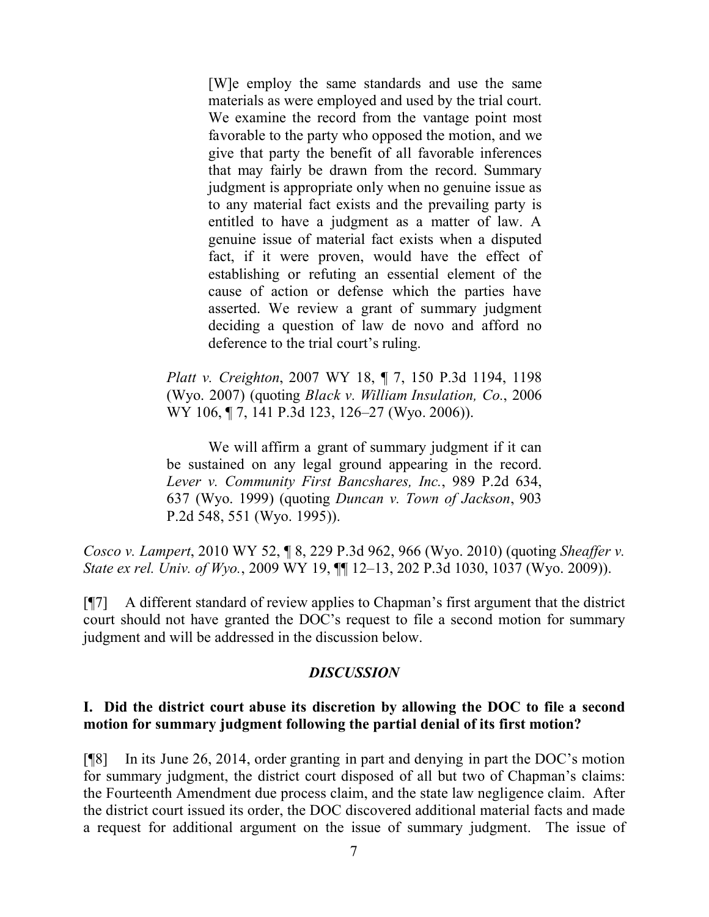> [W]e employ the same standards and use the same materials as were employed and used by the trial court. We examine the record from the vantage point most favorable to the party who opposed the motion, and we give that party the benefit of all favorable inferences that may fairly be drawn from the record. Summary judgment is appropriate only when no genuine issue as to any material fact exists and the prevailing party is entitled to have a judgment as a matter of law. A genuine issue of material fact exists when a disputed fact, if it were proven, would have the effect of establishing or refuting an essential element of the cause of action or defense which the parties have asserted. We review a grant of summary judgment deciding a question of law de novo and afford no deference to the trial court's ruling.
>
> *Platt v. Creighton*, 2007 WY 18, ¶ 7, 150 P.3d 1194, 1198 (Wyo. 2007) (quoting *Black v. William Insulation, Co.*, 2006 WY 106, ¶ 7, 141 P.3d 123, 126–27 (Wyo. 2006)).
>
> We will affirm a grant of summary judgment if it can be sustained on any legal ground appearing in the record. *Lever v. Community First Bancshares, Inc.*, 989 P.2d 634, 637 (Wyo. 1999) (quoting *Duncan v. Town of Jackson*, 903 P.2d 548, 551 (Wyo. 1995)).

*Cosco v. Lampert*, 2010 WY 52, ¶ 8, 229 P.3d 962, 966 (Wyo. 2010) (quoting *Sheaffer v. State ex rel. Univ. of Wyo.*, 2009 WY 19, ¶¶ 12–13, 202 P.3d 1030, 1037 (Wyo. 2009)).

[¶7] A different standard of review applies to Chapman's first argument that the district court should not have granted the DOC's request to file a second motion for summary judgment and will be addressed in the discussion below.

## *DISCUSSION*

### I. Did the district court abuse its discretion by allowing the DOC to file a second motion for summary judgment following the partial denial of its first motion?

[¶8] In its June 26, 2014, order granting in part and denying in part the DOC's motion for summary judgment, the district court disposed of all but two of Chapman's claims: the Fourteenth Amendment due process claim, and the state law negligence claim. After the district court issued its order, the DOC discovered additional material facts and made a request for additional argument on the issue of summary judgment. The issue of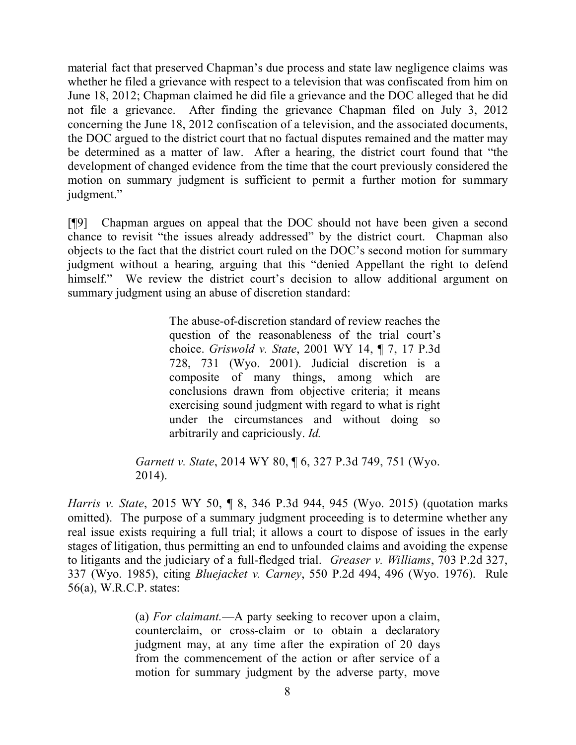material fact that preserved Chapman's due process and state law negligence claims was whether he filed a grievance with respect to a television that was confiscated from him on June 18, 2012; Chapman claimed he did file a grievance and the DOC alleged that he did not file a grievance. After finding the grievance Chapman filed on July 3, 2012 concerning the June 18, 2012 confiscation of a television, and the associated documents, the DOC argued to the district court that no factual disputes remained and the matter may be determined as a matter of law. After a hearing, the district court found that "the development of changed evidence from the time that the court previously considered the motion on summary judgment is sufficient to permit a further motion for summary judgment."

[¶9] Chapman argues on appeal that the DOC should not have been given a second chance to revisit "the issues already addressed" by the district court. Chapman also objects to the fact that the district court ruled on the DOC's second motion for summary judgment without a hearing, arguing that this "denied Appellant the right to defend himself." We review the district court's decision to allow additional argument on summary judgment using an abuse of discretion standard:

> The abuse-of-discretion standard of review reaches the question of the reasonableness of the trial court's choice. *Griswold v. State*, 2001 WY 14, ¶ 7, 17 P.3d 728, 731 (Wyo. 2001). Judicial discretion is a composite of many things, among which are conclusions drawn from objective criteria; it means exercising sound judgment with regard to what is right under the circumstances and without doing so arbitrarily and capriciously. *Id.*
>
> *Garnett v. State*, 2014 WY 80, ¶ 6, 327 P.3d 749, 751 (Wyo. 2014).

*Harris v. State*, 2015 WY 50, ¶ 8, 346 P.3d 944, 945 (Wyo. 2015) (quotation marks omitted). The purpose of a summary judgment proceeding is to determine whether any real issue exists requiring a full trial; it allows a court to dispose of issues in the early stages of litigation, thus permitting an end to unfounded claims and avoiding the expense to litigants and the judiciary of a full-fledged trial. *Greaser v. Williams*, 703 P.2d 327, 337 (Wyo. 1985), citing *Bluejacket v. Carney*, 550 P.2d 494, 496 (Wyo. 1976). Rule 56(a), W.R.C.P. states:

> (a) *For claimant.*—A party seeking to recover upon a claim, counterclaim, or cross-claim or to obtain a declaratory judgment may, at any time after the expiration of 20 days from the commencement of the action or after service of a motion for summary judgment by the adverse party, move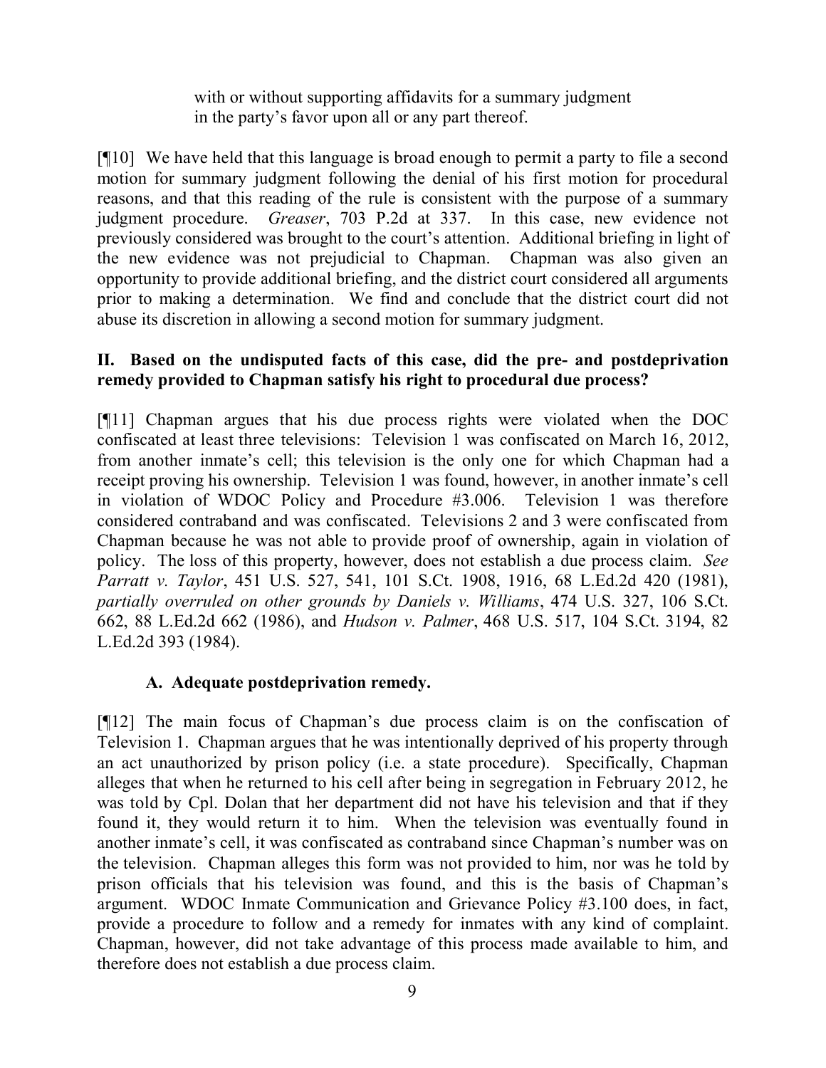with or without supporting affidavits for a summary judgment in the party's favor upon all or any part thereof.

[¶10] We have held that this language is broad enough to permit a party to file a second motion for summary judgment following the denial of his first motion for procedural reasons, and that this reading of the rule is consistent with the purpose of a summary judgment procedure. *Greaser*, 703 P.2d at 337. In this case, new evidence not previously considered was brought to the court's attention. Additional briefing in light of the new evidence was not prejudicial to Chapman. Chapman was also given an opportunity to provide additional briefing, and the district court considered all arguments prior to making a determination. We find and conclude that the district court did not abuse its discretion in allowing a second motion for summary judgment.

**II. Based on the undisputed facts of this case, did the pre- and postdeprivation remedy provided to Chapman satisfy his right to procedural due process?**

[¶11] Chapman argues that his due process rights were violated when the DOC confiscated at least three televisions: Television 1 was confiscated on March 16, 2012, from another inmate's cell; this television is the only one for which Chapman had a receipt proving his ownership. Television 1 was found, however, in another inmate's cell in violation of WDOC Policy and Procedure #3.006. Television 1 was therefore considered contraband and was confiscated. Televisions 2 and 3 were confiscated from Chapman because he was not able to provide proof of ownership, again in violation of policy. The loss of this property, however, does not establish a due process claim. *See Parratt v. Taylor*, 451 U.S. 527, 541, 101 S.Ct. 1908, 1916, 68 L.Ed.2d 420 (1981), *partially overruled on other grounds by Daniels v. Williams*, 474 U.S. 327, 106 S.Ct. 662, 88 L.Ed.2d 662 (1986), and *Hudson v. Palmer*, 468 U.S. 517, 104 S.Ct. 3194, 82 L.Ed.2d 393 (1984).

**A. Adequate postdeprivation remedy.**

[¶12] The main focus of Chapman's due process claim is on the confiscation of Television 1. Chapman argues that he was intentionally deprived of his property through an act unauthorized by prison policy (i.e. a state procedure). Specifically, Chapman alleges that when he returned to his cell after being in segregation in February 2012, he was told by Cpl. Dolan that her department did not have his television and that if they found it, they would return it to him. When the television was eventually found in another inmate's cell, it was confiscated as contraband since Chapman's number was on the television. Chapman alleges this form was not provided to him, nor was he told by prison officials that his television was found, and this is the basis of Chapman's argument. WDOC Inmate Communication and Grievance Policy #3.100 does, in fact, provide a procedure to follow and a remedy for inmates with any kind of complaint. Chapman, however, did not take advantage of this process made available to him, and therefore does not establish a due process claim.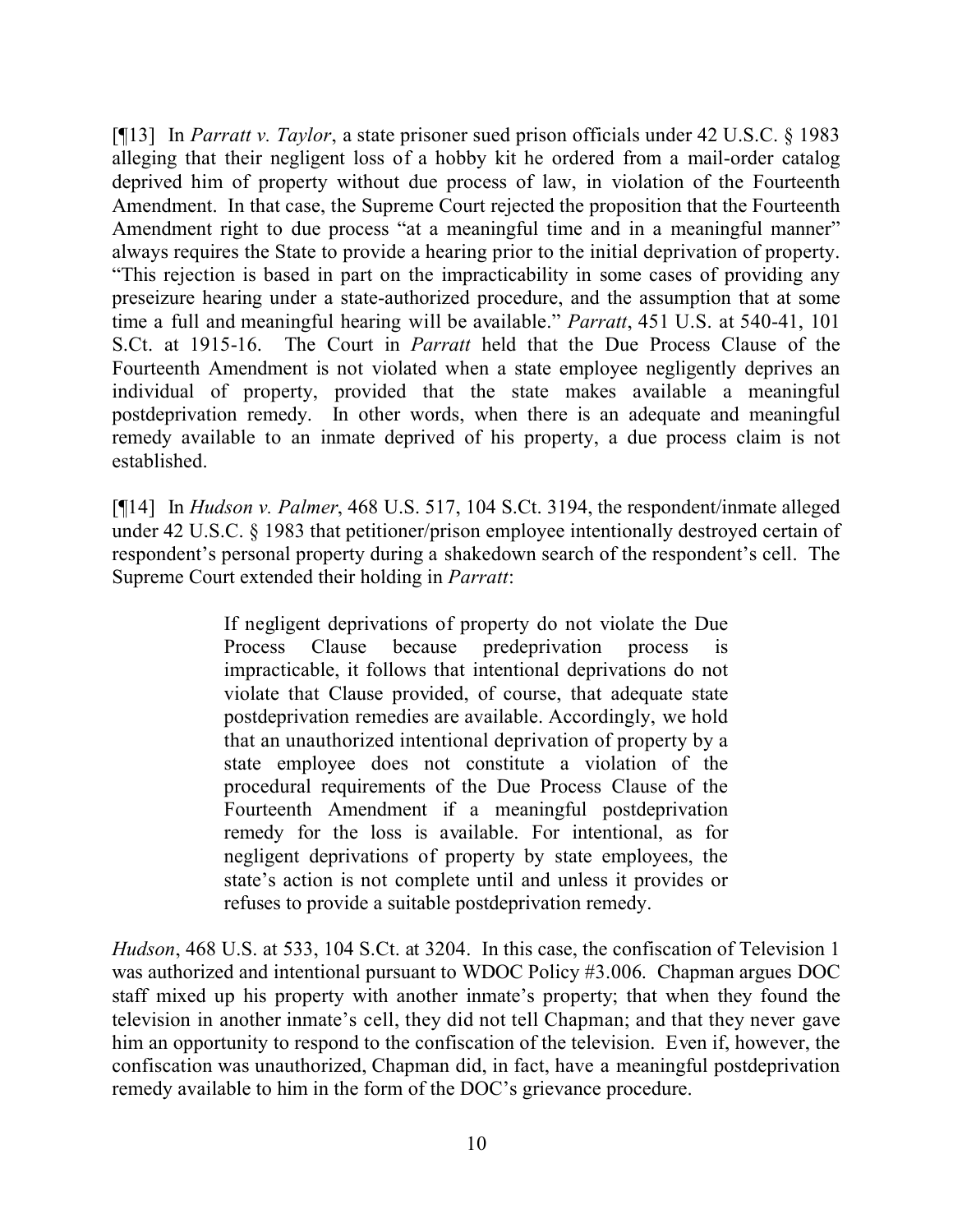[¶13] In *Parratt v. Taylor*, a state prisoner sued prison officials under 42 U.S.C. § 1983 alleging that their negligent loss of a hobby kit he ordered from a mail-order catalog deprived him of property without due process of law, in violation of the Fourteenth Amendment. In that case, the Supreme Court rejected the proposition that the Fourteenth Amendment right to due process "at a meaningful time and in a meaningful manner" always requires the State to provide a hearing prior to the initial deprivation of property. "This rejection is based in part on the impracticability in some cases of providing any preseizure hearing under a state-authorized procedure, and the assumption that at some time a full and meaningful hearing will be available." *Parratt*, 451 U.S. at 540-41, 101 S.Ct. at 1915-16. The Court in *Parratt* held that the Due Process Clause of the Fourteenth Amendment is not violated when a state employee negligently deprives an individual of property, provided that the state makes available a meaningful postdeprivation remedy. In other words, when there is an adequate and meaningful remedy available to an inmate deprived of his property, a due process claim is not established.

[¶14] In *Hudson v. Palmer*, 468 U.S. 517, 104 S.Ct. 3194, the respondent/inmate alleged under 42 U.S.C. § 1983 that petitioner/prison employee intentionally destroyed certain of respondent's personal property during a shakedown search of the respondent's cell. The Supreme Court extended their holding in *Parratt*:

> If negligent deprivations of property do not violate the Due Process Clause because predeprivation process is impracticable, it follows that intentional deprivations do not violate that Clause provided, of course, that adequate state postdeprivation remedies are available. Accordingly, we hold that an unauthorized intentional deprivation of property by a state employee does not constitute a violation of the procedural requirements of the Due Process Clause of the Fourteenth Amendment if a meaningful postdeprivation remedy for the loss is available. For intentional, as for negligent deprivations of property by state employees, the state's action is not complete until and unless it provides or refuses to provide a suitable postdeprivation remedy.

*Hudson*, 468 U.S. at 533, 104 S.Ct. at 3204. In this case, the confiscation of Television 1 was authorized and intentional pursuant to WDOC Policy #3.006. Chapman argues DOC staff mixed up his property with another inmate's property; that when they found the television in another inmate's cell, they did not tell Chapman; and that they never gave him an opportunity to respond to the confiscation of the television. Even if, however, the confiscation was unauthorized, Chapman did, in fact, have a meaningful postdeprivation remedy available to him in the form of the DOC's grievance procedure.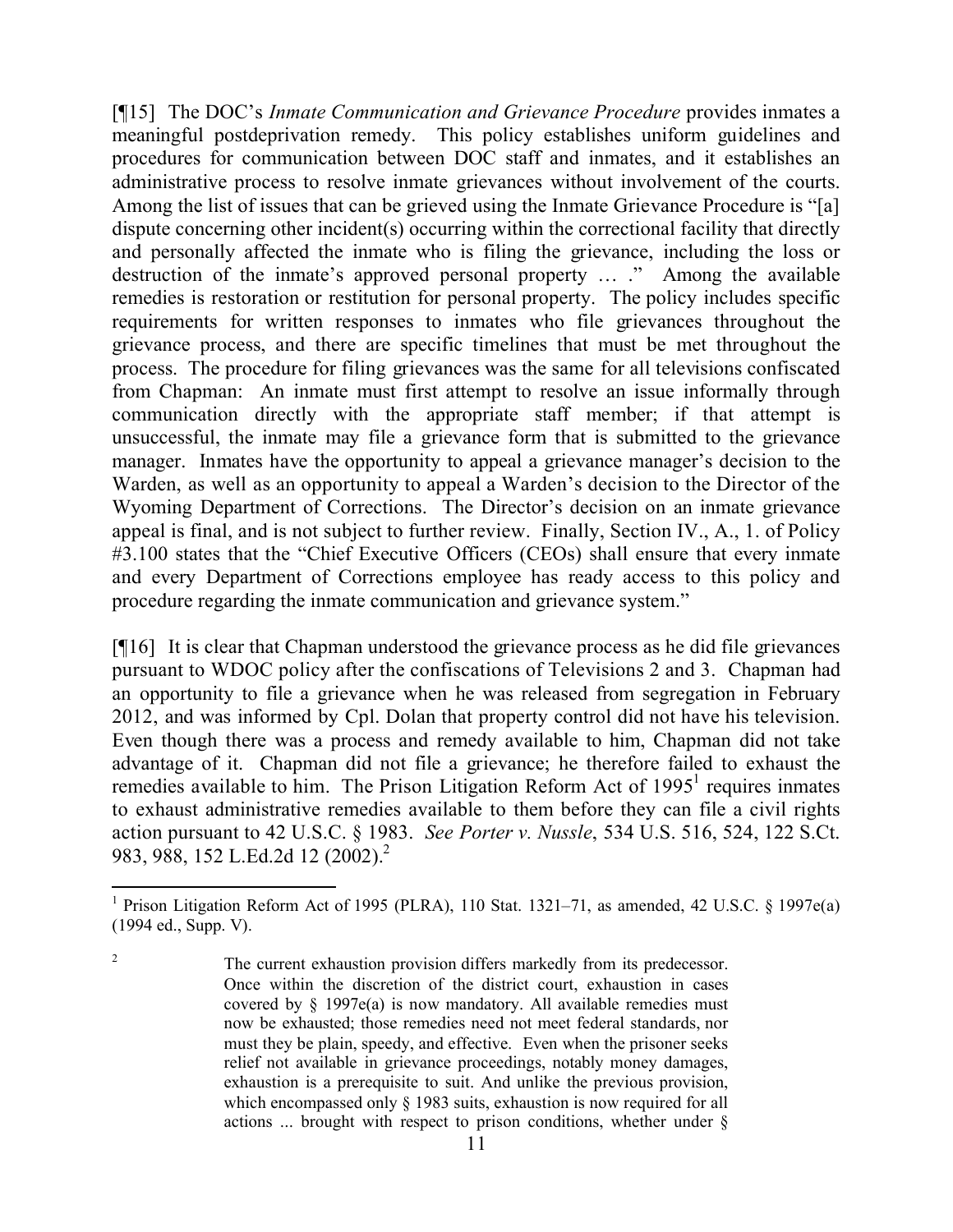[¶15] The DOC's *Inmate Communication and Grievance Procedure* provides inmates a meaningful postdeprivation remedy. This policy establishes uniform guidelines and procedures for communication between DOC staff and inmates, and it establishes an administrative process to resolve inmate grievances without involvement of the courts. Among the list of issues that can be grieved using the Inmate Grievance Procedure is "[a] dispute concerning other incident(s) occurring within the correctional facility that directly and personally affected the inmate who is filing the grievance, including the loss or destruction of the inmate's approved personal property … ." Among the available remedies is restoration or restitution for personal property. The policy includes specific requirements for written responses to inmates who file grievances throughout the grievance process, and there are specific timelines that must be met throughout the process. The procedure for filing grievances was the same for all televisions confiscated from Chapman: An inmate must first attempt to resolve an issue informally through communication directly with the appropriate staff member; if that attempt is unsuccessful, the inmate may file a grievance form that is submitted to the grievance manager. Inmates have the opportunity to appeal a grievance manager's decision to the Warden, as well as an opportunity to appeal a Warden's decision to the Director of the Wyoming Department of Corrections. The Director's decision on an inmate grievance appeal is final, and is not subject to further review. Finally, Section IV., A., 1. of Policy #3.100 states that the "Chief Executive Officers (CEOs) shall ensure that every inmate and every Department of Corrections employee has ready access to this policy and procedure regarding the inmate communication and grievance system."

[¶16] It is clear that Chapman understood the grievance process as he did file grievances pursuant to WDOC policy after the confiscations of Televisions 2 and 3. Chapman had an opportunity to file a grievance when he was released from segregation in February 2012, and was informed by Cpl. Dolan that property control did not have his television. Even though there was a process and remedy available to him, Chapman did not take advantage of it. Chapman did not file a grievance; he therefore failed to exhaust the remedies available to him. The Prison Litigation Reform Act of 1995[1] requires inmates to exhaust administrative remedies available to them before they can file a civil rights action pursuant to 42 U.S.C. § 1983. *See Porter v. Nussle*, 534 U.S. 516, 524, 122 S.Ct. 983, 988, 152 L.Ed.2d 12 (2002).[2]

---

[1] Prison Litigation Reform Act of 1995 (PLRA), 110 Stat. 1321–71, as amended, 42 U.S.C. § 1997e(a) (1994 ed., Supp. V).

[2]
> The current exhaustion provision differs markedly from its predecessor. Once within the discretion of the district court, exhaustion in cases covered by § 1997e(a) is now mandatory. All available remedies must now be exhausted; those remedies need not meet federal standards, nor must they be plain, speedy, and effective. Even when the prisoner seeks relief not available in grievance proceedings, notably money damages, exhaustion is a prerequisite to suit. And unlike the previous provision, which encompassed only § 1983 suits, exhaustion is now required for all actions ... brought with respect to prison conditions, whether under §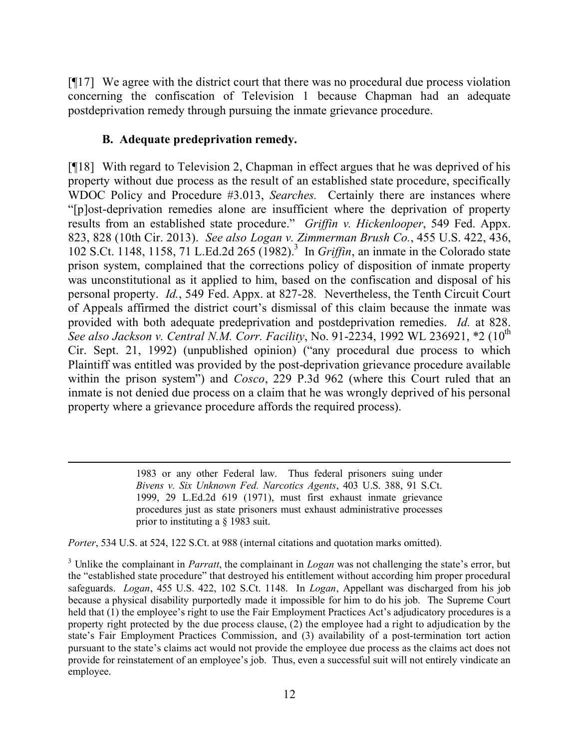[¶17] We agree with the district court that there was no procedural due process violation concerning the confiscation of Television 1 because Chapman had an adequate postdeprivation remedy through pursuing the inmate grievance procedure.

### B. Adequate predeprivation remedy.

[¶18] With regard to Television 2, Chapman in effect argues that he was deprived of his property without due process as the result of an established state procedure, specifically WDOC Policy and Procedure #3.013, *Searches.* Certainly there are instances where "[p]ost-deprivation remedies alone are insufficient where the deprivation of property results from an established state procedure." *Griffin v. Hickenlooper*, 549 Fed. Appx. 823, 828 (10th Cir. 2013). *See also Logan v. Zimmerman Brush Co.*, 455 U.S. 422, 436, 102 S.Ct. 1148, 1158, 71 L.Ed.2d 265 (1982).[3] In *Griffin*, an inmate in the Colorado state prison system, complained that the corrections policy of disposition of inmate property was unconstitutional as it applied to him, based on the confiscation and disposal of his personal property. *Id.*, 549 Fed. Appx. at 827-28. Nevertheless, the Tenth Circuit Court of Appeals affirmed the district court's dismissal of this claim because the inmate was provided with both adequate predeprivation and postdeprivation remedies. *Id.* at 828. *See also Jackson v. Central N.M. Corr. Facility*, No. 91-2234, 1992 WL 236921, *2 (10th Cir. Sept. 21, 1992) (unpublished opinion) ("any procedural due process to which Plaintiff was entitled was provided by the post-deprivation grievance procedure available within the prison system") and *Cosco*, 229 P.3d 962 (where this Court ruled that an inmate is not denied due process on a claim that he was wrongly deprived of his personal property where a grievance procedure affords the required process).

---

> 1983 or any other Federal law. Thus federal prisoners suing under *Bivens v. Six Unknown Fed. Narcotics Agents*, 403 U.S. 388, 91 S.Ct. 1999, 29 L.Ed.2d 619 (1971), must first exhaust inmate grievance procedures just as state prisoners must exhaust administrative processes prior to instituting a § 1983 suit.

*Porter*, 534 U.S. at 524, 122 S.Ct. at 988 (internal citations and quotation marks omitted).

[3] Unlike the complainant in *Parratt*, the complainant in *Logan* was not challenging the state's error, but the "established state procedure" that destroyed his entitlement without according him proper procedural safeguards. *Logan*, 455 U.S. 422, 102 S.Ct. 1148. In *Logan*, Appellant was discharged from his job because a physical disability purportedly made it impossible for him to do his job. The Supreme Court held that (1) the employee's right to use the Fair Employment Practices Act's adjudicatory procedures is a property right protected by the due process clause, (2) the employee had a right to adjudication by the state's Fair Employment Practices Commission, and (3) availability of a post-termination tort action pursuant to the state's claims act would not provide the employee due process as the claims act does not provide for reinstatement of an employee's job. Thus, even a successful suit will not entirely vindicate an employee.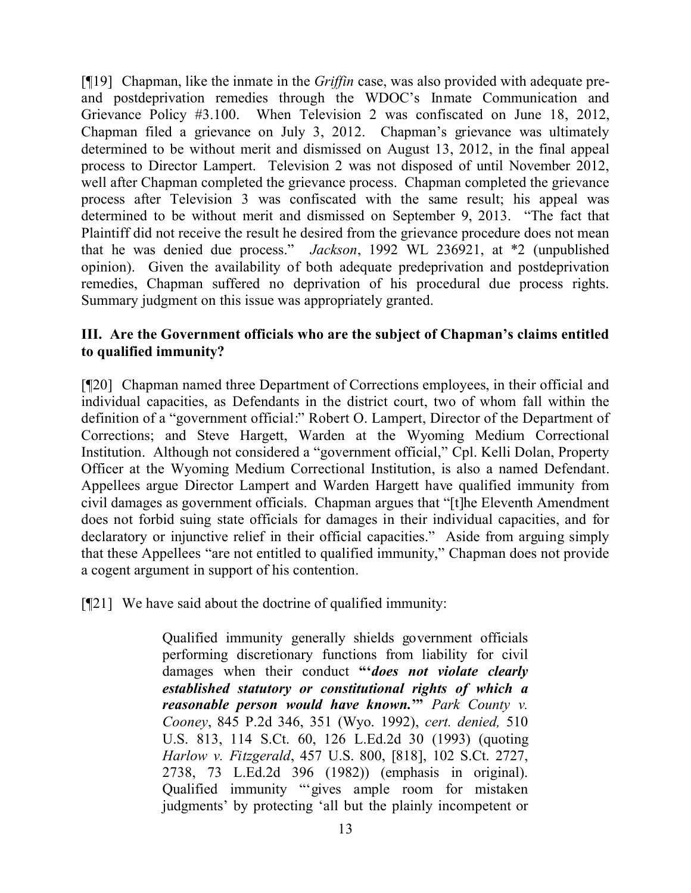[¶19] Chapman, like the inmate in the *Griffin* case, was also provided with adequate pre- and postdeprivation remedies through the WDOC's Inmate Communication and Grievance Policy #3.100. When Television 2 was confiscated on June 18, 2012, Chapman filed a grievance on July 3, 2012. Chapman's grievance was ultimately determined to be without merit and dismissed on August 13, 2012, in the final appeal process to Director Lampert. Television 2 was not disposed of until November 2012, well after Chapman completed the grievance process. Chapman completed the grievance process after Television 3 was confiscated with the same result; his appeal was determined to be without merit and dismissed on September 9, 2013. "The fact that Plaintiff did not receive the result he desired from the grievance procedure does not mean that he was denied due process." *Jackson*, 1992 WL 236921, at *2 (unpublished opinion). Given the availability of both adequate predeprivation and postdeprivation remedies, Chapman suffered no deprivation of his procedural due process rights. Summary judgment on this issue was appropriately granted.

### III. Are the Government officials who are the subject of Chapman's claims entitled to qualified immunity?

[¶20] Chapman named three Department of Corrections employees, in their official and individual capacities, as Defendants in the district court, two of whom fall within the definition of a "government official:" Robert O. Lampert, Director of the Department of Corrections; and Steve Hargett, Warden at the Wyoming Medium Correctional Institution. Although not considered a "government official," Cpl. Kelli Dolan, Property Officer at the Wyoming Medium Correctional Institution, is also a named Defendant. Appellees argue Director Lampert and Warden Hargett have qualified immunity from civil damages as government officials. Chapman argues that "[t]he Eleventh Amendment does not forbid suing state officials for damages in their individual capacities, and for declaratory or injunctive relief in their official capacities." Aside from arguing simply that these Appellees "are not entitled to qualified immunity," Chapman does not provide a cogent argument in support of his contention.

[¶21] We have said about the doctrine of qualified immunity:

> Qualified immunity generally shields government officials performing discretionary functions from liability for civil damages when their conduct **"'*does not violate clearly established statutory or constitutional rights of which a reasonable person would have known.*'"** *Park County v. Cooney*, 845 P.2d 346, 351 (Wyo. 1992), *cert. denied,* 510 U.S. 813, 114 S.Ct. 60, 126 L.Ed.2d 30 (1993) (quoting *Harlow v. Fitzgerald*, 457 U.S. 800, [818], 102 S.Ct. 2727, 2738, 73 L.Ed.2d 396 (1982)) (emphasis in original). Qualified immunity "'gives ample room for mistaken judgments' by protecting 'all but the plainly incompetent or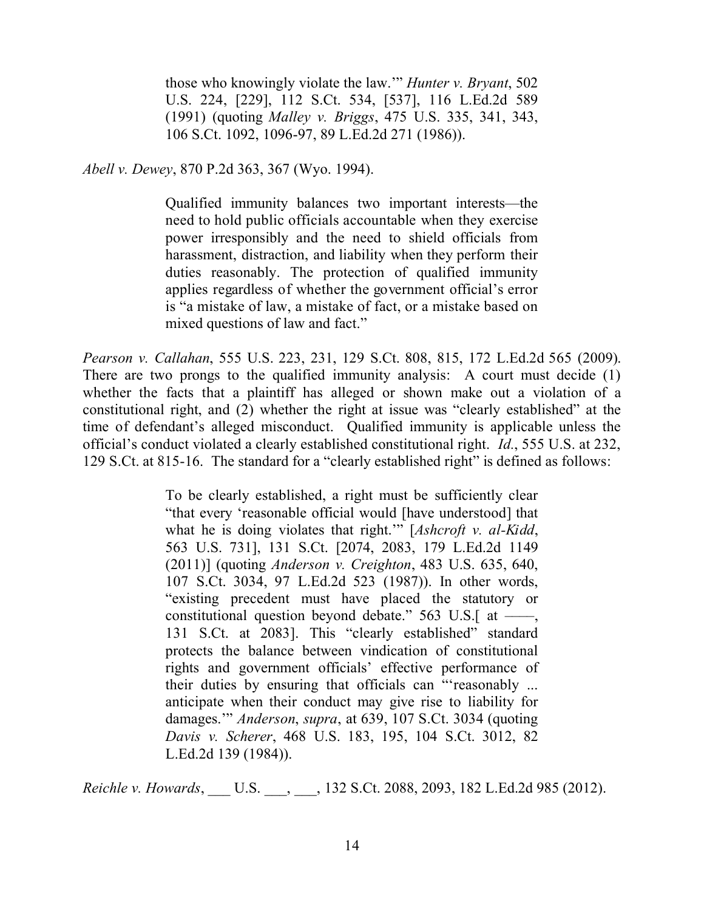> those who knowingly violate the law.'" *Hunter v. Bryant*, 502 U.S. 224, [229], 112 S.Ct. 534, [537], 116 L.Ed.2d 589 (1991) (quoting *Malley v. Briggs*, 475 U.S. 335, 341, 343, 106 S.Ct. 1092, 1096-97, 89 L.Ed.2d 271 (1986)).

*Abell v. Dewey*, 870 P.2d 363, 367 (Wyo. 1994).

> Qualified immunity balances two important interests—the need to hold public officials accountable when they exercise power irresponsibly and the need to shield officials from harassment, distraction, and liability when they perform their duties reasonably. The protection of qualified immunity applies regardless of whether the government official's error is "a mistake of law, a mistake of fact, or a mistake based on mixed questions of law and fact."

*Pearson v. Callahan*, 555 U.S. 223, 231, 129 S.Ct. 808, 815, 172 L.Ed.2d 565 (2009). There are two prongs to the qualified immunity analysis: A court must decide (1) whether the facts that a plaintiff has alleged or shown make out a violation of a constitutional right, and (2) whether the right at issue was "clearly established" at the time of defendant's alleged misconduct. Qualified immunity is applicable unless the official's conduct violated a clearly established constitutional right. *Id.*, 555 U.S. at 232, 129 S.Ct. at 815-16. The standard for a "clearly established right" is defined as follows:

> To be clearly established, a right must be sufficiently clear "that every 'reasonable official would [have understood] that what he is doing violates that right.'" [*Ashcroft v. al-Kidd*, 563 U.S. 731], 131 S.Ct. [2074, 2083, 179 L.Ed.2d 1149 (2011)] (quoting *Anderson v. Creighton*, 483 U.S. 635, 640, 107 S.Ct. 3034, 97 L.Ed.2d 523 (1987)). In other words, "existing precedent must have placed the statutory or constitutional question beyond debate." 563 U.S.[ at ——, 131 S.Ct. at 2083]. This "clearly established" standard protects the balance between vindication of constitutional rights and government officials' effective performance of their duties by ensuring that officials can "'reasonably ... anticipate when their conduct may give rise to liability for damages.'" *Anderson*, *supra*, at 639, 107 S.Ct. 3034 (quoting *Davis v. Scherer*, 468 U.S. 183, 195, 104 S.Ct. 3012, 82 L.Ed.2d 139 (1984)).

*Reichle v. Howards*, ___ U.S. ___, ___, 132 S.Ct. 2088, 2093, 182 L.Ed.2d 985 (2012).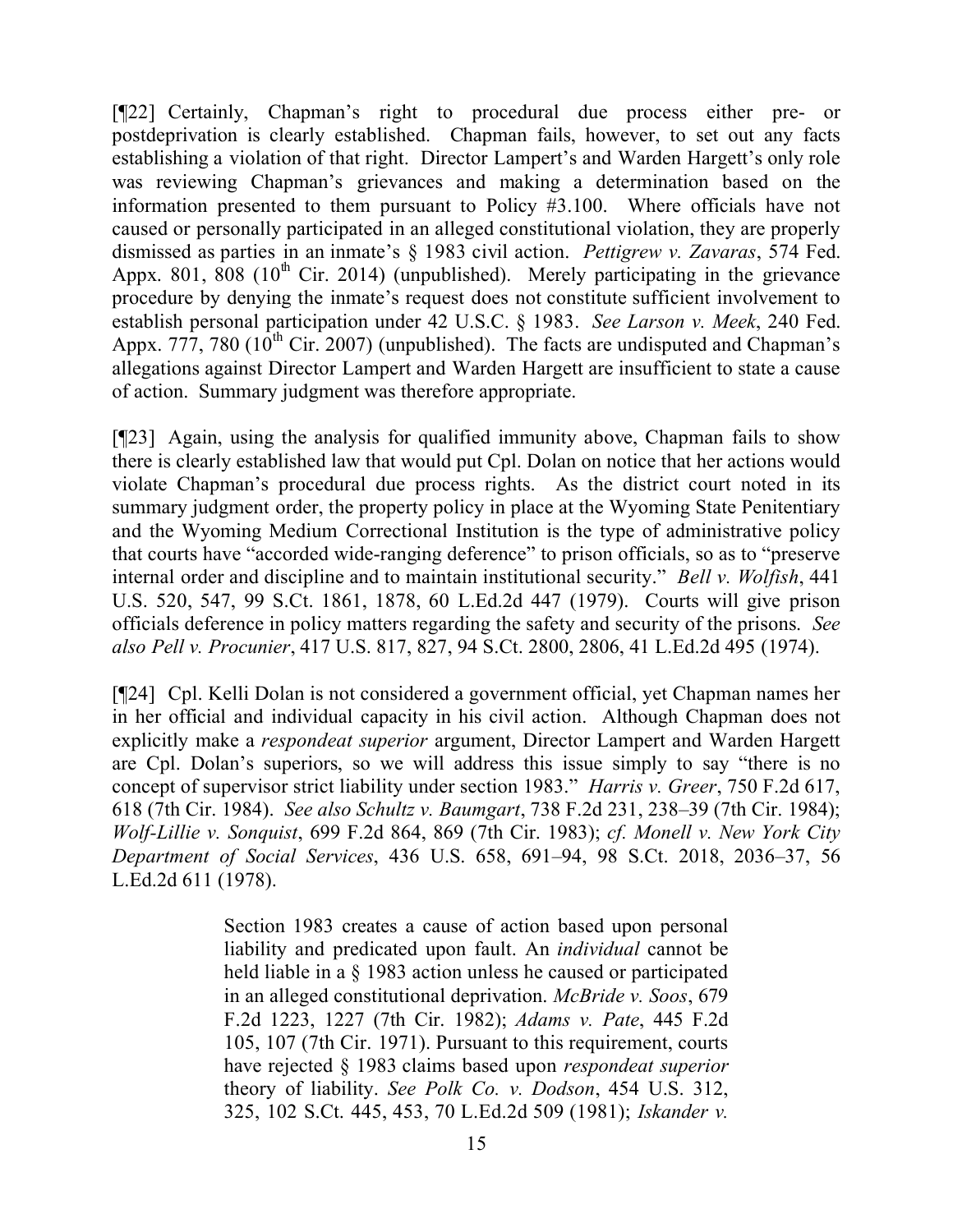[¶22] Certainly, Chapman's right to procedural due process either pre- or postdeprivation is clearly established. Chapman fails, however, to set out any facts establishing a violation of that right. Director Lampert's and Warden Hargett's only role was reviewing Chapman's grievances and making a determination based on the information presented to them pursuant to Policy #3.100. Where officials have not caused or personally participated in an alleged constitutional violation, they are properly dismissed as parties in an inmate's § 1983 civil action. *Pettigrew v. Zavaras*, 574 Fed. Appx. 801, 808 (10th Cir. 2014) (unpublished). Merely participating in the grievance procedure by denying the inmate's request does not constitute sufficient involvement to establish personal participation under 42 U.S.C. § 1983. *See Larson v. Meek*, 240 Fed. Appx. 777, 780 (10th Cir. 2007) (unpublished). The facts are undisputed and Chapman's allegations against Director Lampert and Warden Hargett are insufficient to state a cause of action. Summary judgment was therefore appropriate.

[¶23] Again, using the analysis for qualified immunity above, Chapman fails to show there is clearly established law that would put Cpl. Dolan on notice that her actions would violate Chapman's procedural due process rights. As the district court noted in its summary judgment order, the property policy in place at the Wyoming State Penitentiary and the Wyoming Medium Correctional Institution is the type of administrative policy that courts have "accorded wide-ranging deference" to prison officials, so as to "preserve internal order and discipline and to maintain institutional security." *Bell v. Wolfish*, 441 U.S. 520, 547, 99 S.Ct. 1861, 1878, 60 L.Ed.2d 447 (1979). Courts will give prison officials deference in policy matters regarding the safety and security of the prisons. *See also Pell v. Procunier*, 417 U.S. 817, 827, 94 S.Ct. 2800, 2806, 41 L.Ed.2d 495 (1974).

[¶24] Cpl. Kelli Dolan is not considered a government official, yet Chapman names her in her official and individual capacity in his civil action. Although Chapman does not explicitly make a *respondeat superior* argument, Director Lampert and Warden Hargett are Cpl. Dolan's superiors, so we will address this issue simply to say "there is no concept of supervisor strict liability under section 1983." *Harris v. Greer*, 750 F.2d 617, 618 (7th Cir. 1984). *See also Schultz v. Baumgart*, 738 F.2d 231, 238–39 (7th Cir. 1984); *Wolf-Lillie v. Sonquist*, 699 F.2d 864, 869 (7th Cir. 1983); *cf. Monell v. New York City Department of Social Services*, 436 U.S. 658, 691–94, 98 S.Ct. 2018, 2036–37, 56 L.Ed.2d 611 (1978).

> Section 1983 creates a cause of action based upon personal liability and predicated upon fault. An *individual* cannot be held liable in a § 1983 action unless he caused or participated in an alleged constitutional deprivation. *McBride v. Soos*, 679 F.2d 1223, 1227 (7th Cir. 1982); *Adams v. Pate*, 445 F.2d 105, 107 (7th Cir. 1971). Pursuant to this requirement, courts have rejected § 1983 claims based upon *respondeat superior* theory of liability. *See Polk Co. v. Dodson*, 454 U.S. 312, 325, 102 S.Ct. 445, 453, 70 L.Ed.2d 509 (1981); *Iskander v.*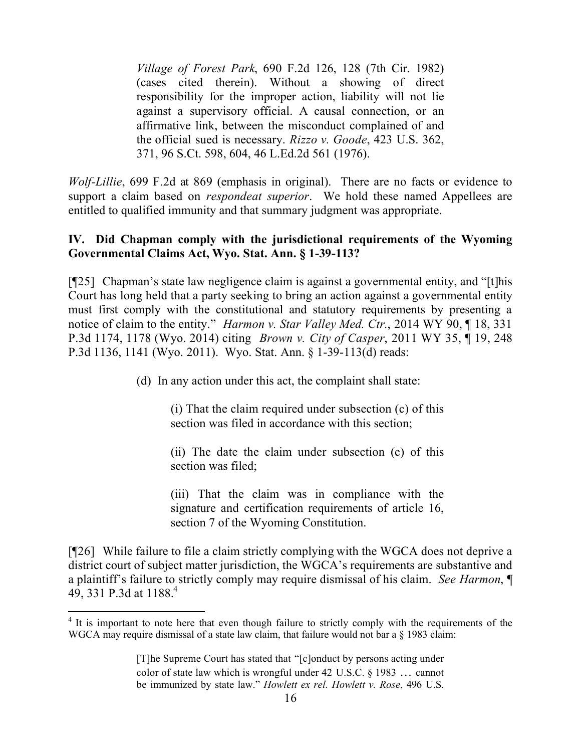> *Village of Forest Park*, 690 F.2d 126, 128 (7th Cir. 1982) (cases cited therein). Without a showing of direct responsibility for the improper action, liability will not lie against a supervisory official. A causal connection, or an affirmative link, between the misconduct complained of and the official sued is necessary. *Rizzo v. Goode*, 423 U.S. 362, 371, 96 S.Ct. 598, 604, 46 L.Ed.2d 561 (1976).

*Wolf-Lillie*, 699 F.2d at 869 (emphasis in original). There are no facts or evidence to support a claim based on *respondeat superior*. We hold these named Appellees are entitled to qualified immunity and that summary judgment was appropriate.

**IV. Did Chapman comply with the jurisdictional requirements of the Wyoming Governmental Claims Act, Wyo. Stat. Ann. § 1-39-113?**

[¶25] Chapman's state law negligence claim is against a governmental entity, and "[t]his Court has long held that a party seeking to bring an action against a governmental entity must first comply with the constitutional and statutory requirements by presenting a notice of claim to the entity." *Harmon v. Star Valley Med. Ctr.*, 2014 WY 90, ¶ 18, 331 P.3d 1174, 1178 (Wyo. 2014) citing *Brown v. City of Casper*, 2011 WY 35, ¶ 19, 248 P.3d 1136, 1141 (Wyo. 2011). Wyo. Stat. Ann. § 1-39-113(d) reads:

> (d) In any action under this act, the complaint shall state:
>
> > (i) That the claim required under subsection (c) of this section was filed in accordance with this section;
> >
> > (ii) The date the claim under subsection (c) of this section was filed;
> >
> > (iii) That the claim was in compliance with the signature and certification requirements of article 16, section 7 of the Wyoming Constitution.

[¶26] While failure to file a claim strictly complying with the WGCA does not deprive a district court of subject matter jurisdiction, the WGCA's requirements are substantive and a plaintiff's failure to strictly comply may require dismissal of his claim. *See Harmon*, ¶ 49, 331 P.3d at 1188.[4]

[4] It is important to note here that even though failure to strictly comply with the requirements of the WGCA may require dismissal of a state law claim, that failure would not bar a § 1983 claim:

> [T]he Supreme Court has stated that "[c]onduct by persons acting under color of state law which is wrongful under 42 U.S.C. § 1983 … cannot be immunized by state law." *Howlett ex rel. Howlett v. Rose*, 496 U.S.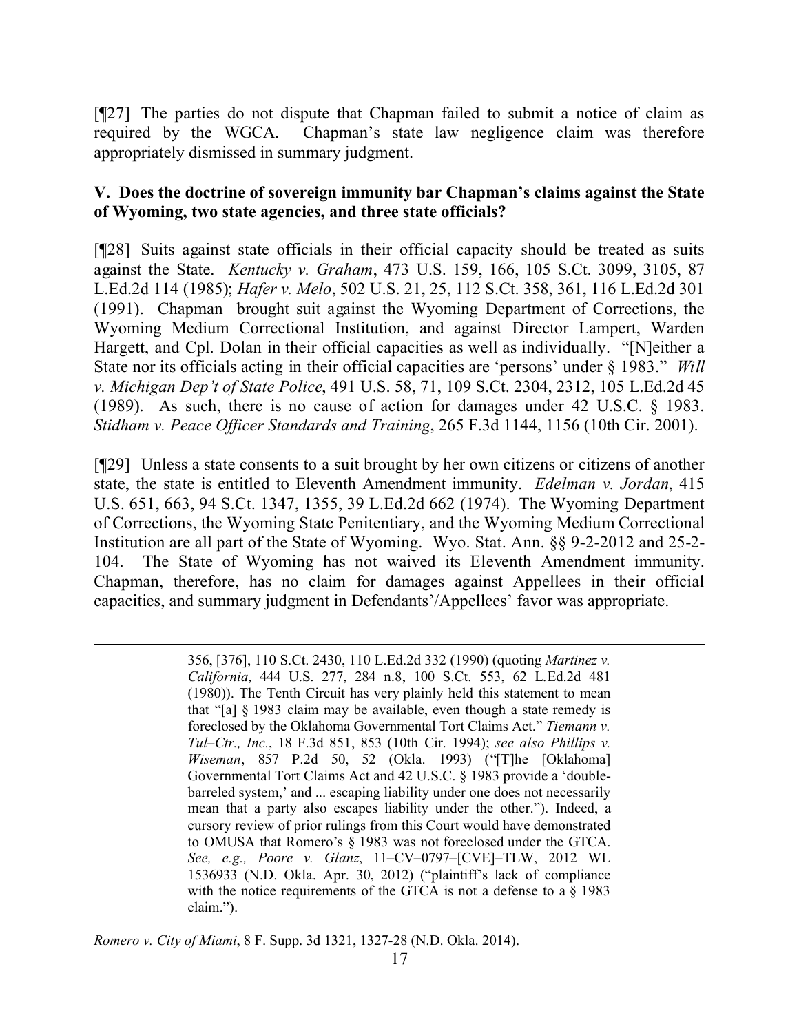[¶27] The parties do not dispute that Chapman failed to submit a notice of claim as required by the WGCA. Chapman's state law negligence claim was therefore appropriately dismissed in summary judgment.

**V. Does the doctrine of sovereign immunity bar Chapman's claims against the State of Wyoming, two state agencies, and three state officials?**

[¶28] Suits against state officials in their official capacity should be treated as suits against the State. *Kentucky v. Graham*, 473 U.S. 159, 166, 105 S.Ct. 3099, 3105, 87 L.Ed.2d 114 (1985); *Hafer v. Melo*, 502 U.S. 21, 25, 112 S.Ct. 358, 361, 116 L.Ed.2d 301 (1991). Chapman brought suit against the Wyoming Department of Corrections, the Wyoming Medium Correctional Institution, and against Director Lampert, Warden Hargett, and Cpl. Dolan in their official capacities as well as individually. "[N]either a State nor its officials acting in their official capacities are 'persons' under § 1983." *Will v. Michigan Dep't of State Police*, 491 U.S. 58, 71, 109 S.Ct. 2304, 2312, 105 L.Ed.2d 45 (1989). As such, there is no cause of action for damages under 42 U.S.C. § 1983. *Stidham v. Peace Officer Standards and Training*, 265 F.3d 1144, 1156 (10th Cir. 2001).

[¶29] Unless a state consents to a suit brought by her own citizens or citizens of another state, the state is entitled to Eleventh Amendment immunity. *Edelman v. Jordan*, 415 U.S. 651, 663, 94 S.Ct. 1347, 1355, 39 L.Ed.2d 662 (1974). The Wyoming Department of Corrections, the Wyoming State Penitentiary, and the Wyoming Medium Correctional Institution are all part of the State of Wyoming. Wyo. Stat. Ann. §§ 9-2-2012 and 25-2-104. The State of Wyoming has not waived its Eleventh Amendment immunity. Chapman, therefore, has no claim for damages against Appellees in their official capacities, and summary judgment in Defendants'/Appellees' favor was appropriate.

---

> 356, [376], 110 S.Ct. 2430, 110 L.Ed.2d 332 (1990) (quoting *Martinez v. California*, 444 U.S. 277, 284 n.8, 100 S.Ct. 553, 62 L.Ed.2d 481 (1980)). The Tenth Circuit has very plainly held this statement to mean that "[a] § 1983 claim may be available, even though a state remedy is foreclosed by the Oklahoma Governmental Tort Claims Act." *Tiemann v. Tul–Ctr., Inc.*, 18 F.3d 851, 853 (10th Cir. 1994); *see also Phillips v. Wiseman*, 857 P.2d 50, 52 (Okla. 1993) ("[T]he [Oklahoma] Governmental Tort Claims Act and 42 U.S.C. § 1983 provide a 'double-barreled system,' and ... escaping liability under one does not necessarily mean that a party also escapes liability under the other."). Indeed, a cursory review of prior rulings from this Court would have demonstrated to OMUSA that Romero's § 1983 was not foreclosed under the GTCA. *See, e.g., Poore v. Glanz*, 11–CV–0797–[CVE]–TLW, 2012 WL 1536933 (N.D. Okla. Apr. 30, 2012) ("plaintiff's lack of compliance with the notice requirements of the GTCA is not a defense to a § 1983 claim.").

*Romero v. City of Miami*, 8 F. Supp. 3d 1321, 1327-28 (N.D. Okla. 2014).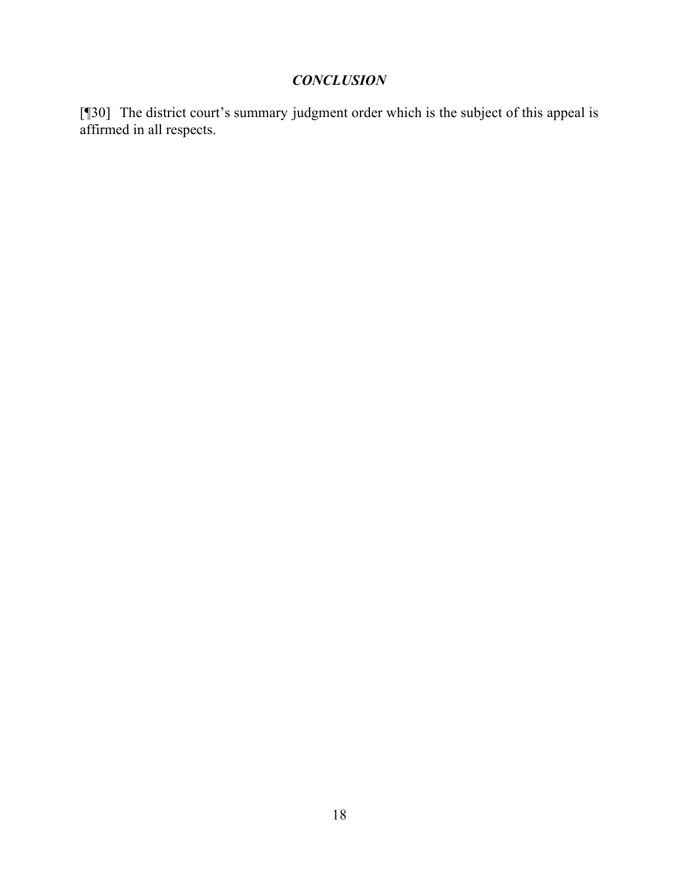## ***CONCLUSION***

[¶30] The district court's summary judgment order which is the subject of this appeal is affirmed in all respects.